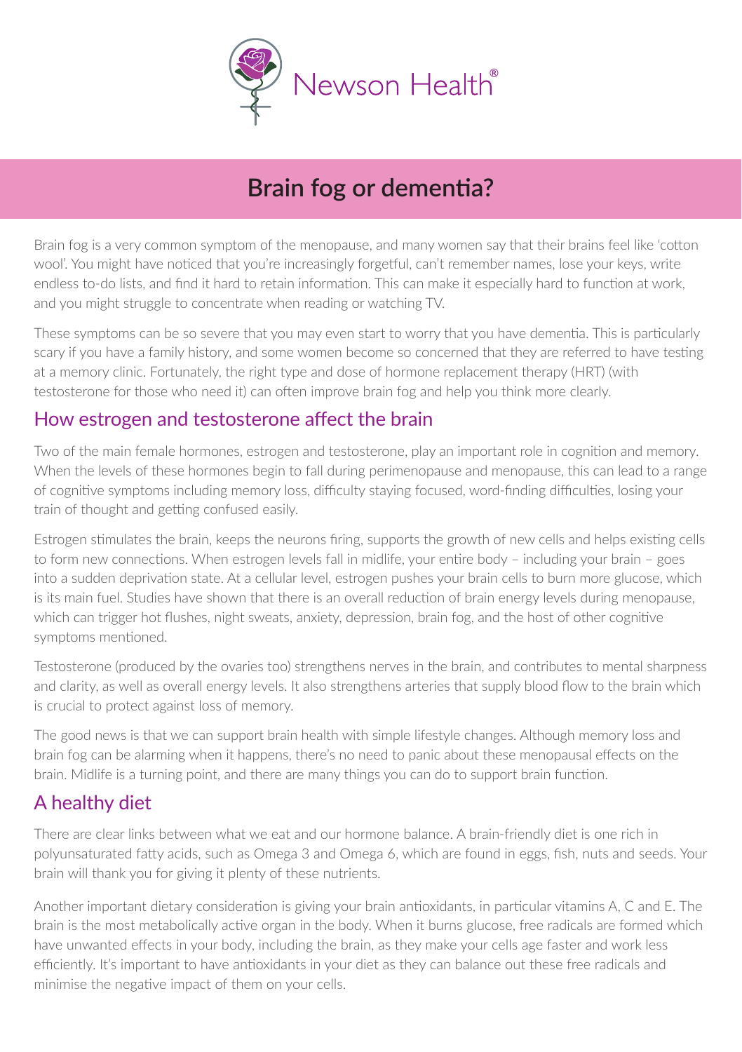Newson Health®

# Brain fog or dementia?

Brain fog is a very common symptom of the menopause, and many women say that their brains feel like 'cotton wool'. You might have noticed that you're increasingly forgetful, can't remember names, lose your keys, write endless to-do lists, and find it hard to retain information. This can make it especially hard to function at work, and you might struggle to concentrate when reading or watching TV.

These symptoms can be so severe that you may even start to worry that you have dementia. This is particularly scary if you have a family history, and some women become so concerned that they are referred to have testing at a memory clinic. Fortunately, the right type and dose of hormone replacement therapy (HRT) (with testosterone for those who need it) can often improve brain fog and help you think more clearly.

## How estrogen and testosterone affect the brain

Two of the main female hormones, estrogen and testosterone, play an important role in cognition and memory. When the levels of these hormones begin to fall during perimenopause and menopause, this can lead to a range of cognitive symptoms including memory loss, difficulty staying focused, word-finding difficulties, losing your train of thought and getting confused easily.

Estrogen stimulates the brain, keeps the neurons firing, supports the growth of new cells and helps existing cells to form new connections. When estrogen levels fall in midlife, your entire body – including your brain – goes into a sudden deprivation state. At a cellular level, estrogen pushes your brain cells to burn more glucose, which is its main fuel. Studies have shown that there is an overall reduction of brain energy levels during menopause, which can trigger hot flushes, night sweats, anxiety, depression, brain fog, and the host of other cognitive symptoms mentioned.

Testosterone (produced by the ovaries too) strengthens nerves in the brain, and contributes to mental sharpness and clarity, as well as overall energy levels. It also strengthens arteries that supply blood flow to the brain which is crucial to protect against loss of memory.

The good news is that we can support brain health with simple lifestyle changes. Although memory loss and brain fog can be alarming when it happens, there's no need to panic about these menopausal effects on the brain. Midlife is a turning point, and there are many things you can do to support brain function.

## A healthy diet

There are clear links between what we eat and our hormone balance. A brain-friendly diet is one rich in polyunsaturated fatty acids, such as Omega 3 and Omega 6, which are found in eggs, fish, nuts and seeds. Your brain will thank you for giving it plenty of these nutrients.

Another important dietary consideration is giving your brain antioxidants, in particular vitamins A, C and E. The brain is the most metabolically active organ in the body. When it burns glucose, free radicals are formed which have unwanted effects in your body, including the brain, as they make your cells age faster and work less efficiently. It's important to have antioxidants in your diet as they can balance out these free radicals and minimise the negative impact of them on your cells.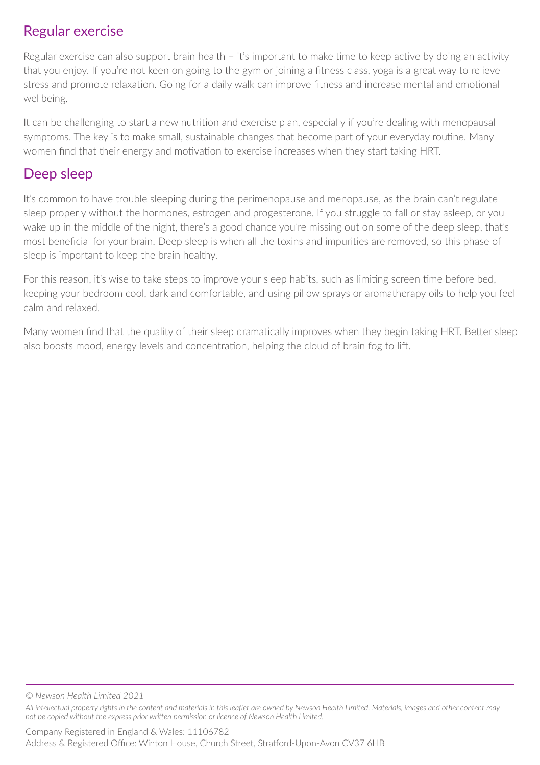## Regular exercise

Regular exercise can also support brain health – it's important to make time to keep active by doing an activity that you enjoy. If you're not keen on going to the gym or joining a fitness class, yoga is a great way to relieve stress and promote relaxation. Going for a daily walk can improve fitness and increase mental and emotional wellbeing.

It can be challenging to start a new nutrition and exercise plan, especially if you're dealing with menopausal symptoms. The key is to make small, sustainable changes that become part of your everyday routine. Many women find that their energy and motivation to exercise increases when they start taking HRT.

## Deep sleep

It's common to have trouble sleeping during the perimenopause and menopause, as the brain can't regulate sleep properly without the hormones, estrogen and progesterone. If you struggle to fall or stay asleep, or you wake up in the middle of the night, there's a good chance you're missing out on some of the deep sleep, that's most beneficial for your brain. Deep sleep is when all the toxins and impurities are removed, so this phase of sleep is important to keep the brain healthy.

For this reason, it's wise to take steps to improve your sleep habits, such as limiting screen time before bed, keeping your bedroom cool, dark and comfortable, and using pillow sprays or aromatherapy oils to help you feel calm and relaxed.

Many women find that the quality of their sleep dramatically improves when they begin taking HRT. Better sleep also boosts mood, energy levels and concentration, helping the cloud of brain fog to lift.

---

*© Newson Health Limited 2021*

*All intellectual property rights in the content and materials in this leaflet are owned by Newson Health Limited. Materials, images and other content may not be copied without the express prior written permission or licence of Newson Health Limited.*

Company Registered in England & Wales: 11106782
Address & Registered Office: Winton House, Church Street, Stratford-Upon-Avon CV37 6HB